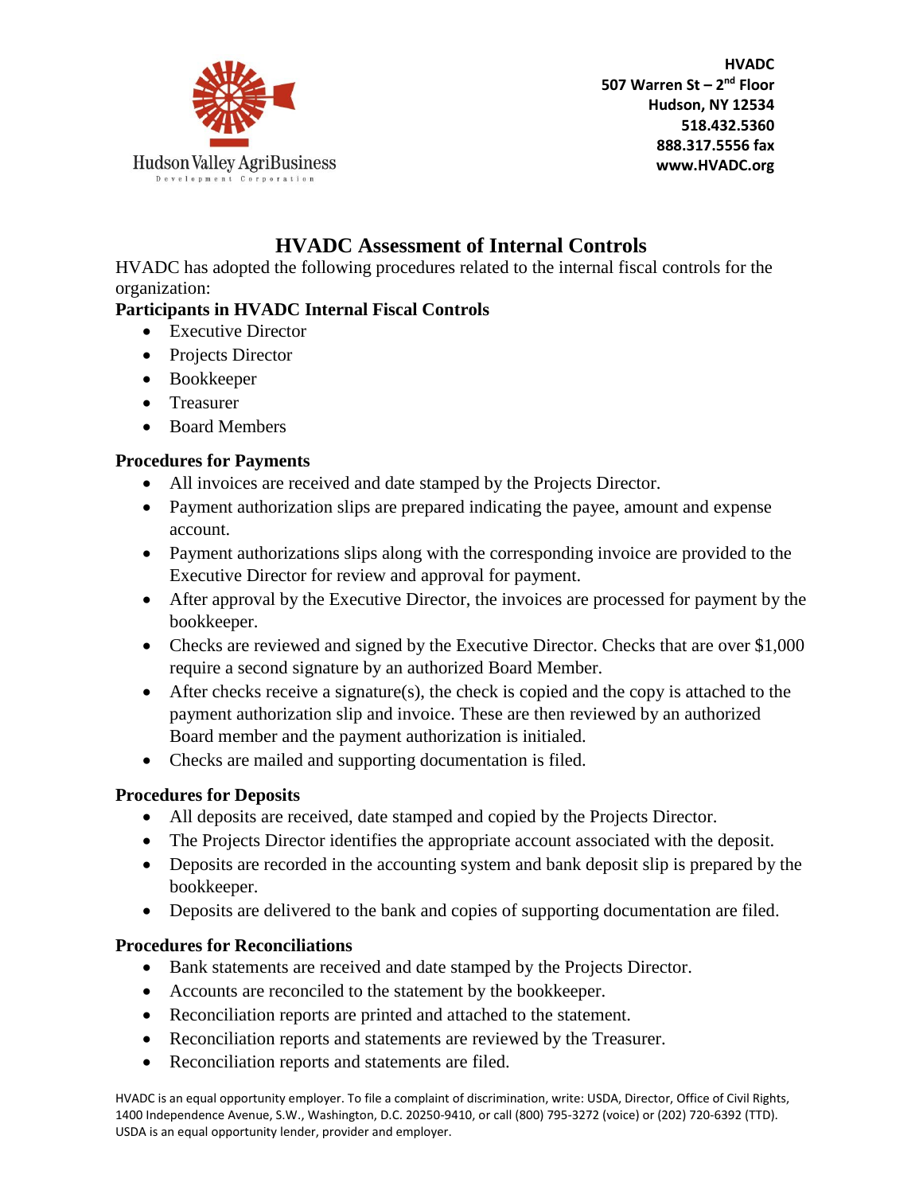Hudson Valley AgriBusiness
Development Corporation

**HVADC**
**507 Warren St – 2nd Floor**
**Hudson, NY 12534**
**518.432.5360**
**888.317.5556 fax**
**www.HVADC.org**

# HVADC Assessment of Internal Controls

HVADC has adopted the following procedures related to the internal fiscal controls for the organization:

### Participants in HVADC Internal Fiscal Controls

- Executive Director
- Projects Director
- Bookkeeper
- Treasurer
- Board Members

### Procedures for Payments

- All invoices are received and date stamped by the Projects Director.
- Payment authorization slips are prepared indicating the payee, amount and expense account.
- Payment authorizations slips along with the corresponding invoice are provided to the Executive Director for review and approval for payment.
- After approval by the Executive Director, the invoices are processed for payment by the bookkeeper.
- Checks are reviewed and signed by the Executive Director. Checks that are over $1,000 require a second signature by an authorized Board Member.
- After checks receive a signature(s), the check is copied and the copy is attached to the payment authorization slip and invoice. These are then reviewed by an authorized Board member and the payment authorization is initialed.
- Checks are mailed and supporting documentation is filed.

### Procedures for Deposits

- All deposits are received, date stamped and copied by the Projects Director.
- The Projects Director identifies the appropriate account associated with the deposit.
- Deposits are recorded in the accounting system and bank deposit slip is prepared by the bookkeeper.
- Deposits are delivered to the bank and copies of supporting documentation are filed.

### Procedures for Reconciliations

- Bank statements are received and date stamped by the Projects Director.
- Accounts are reconciled to the statement by the bookkeeper.
- Reconciliation reports are printed and attached to the statement.
- Reconciliation reports and statements are reviewed by the Treasurer.
- Reconciliation reports and statements are filed.

HVADC is an equal opportunity employer. To file a complaint of discrimination, write: USDA, Director, Office of Civil Rights, 1400 Independence Avenue, S.W., Washington, D.C. 20250-9410, or call (800) 795-3272 (voice) or (202) 720-6392 (TTD). USDA is an equal opportunity lender, provider and employer.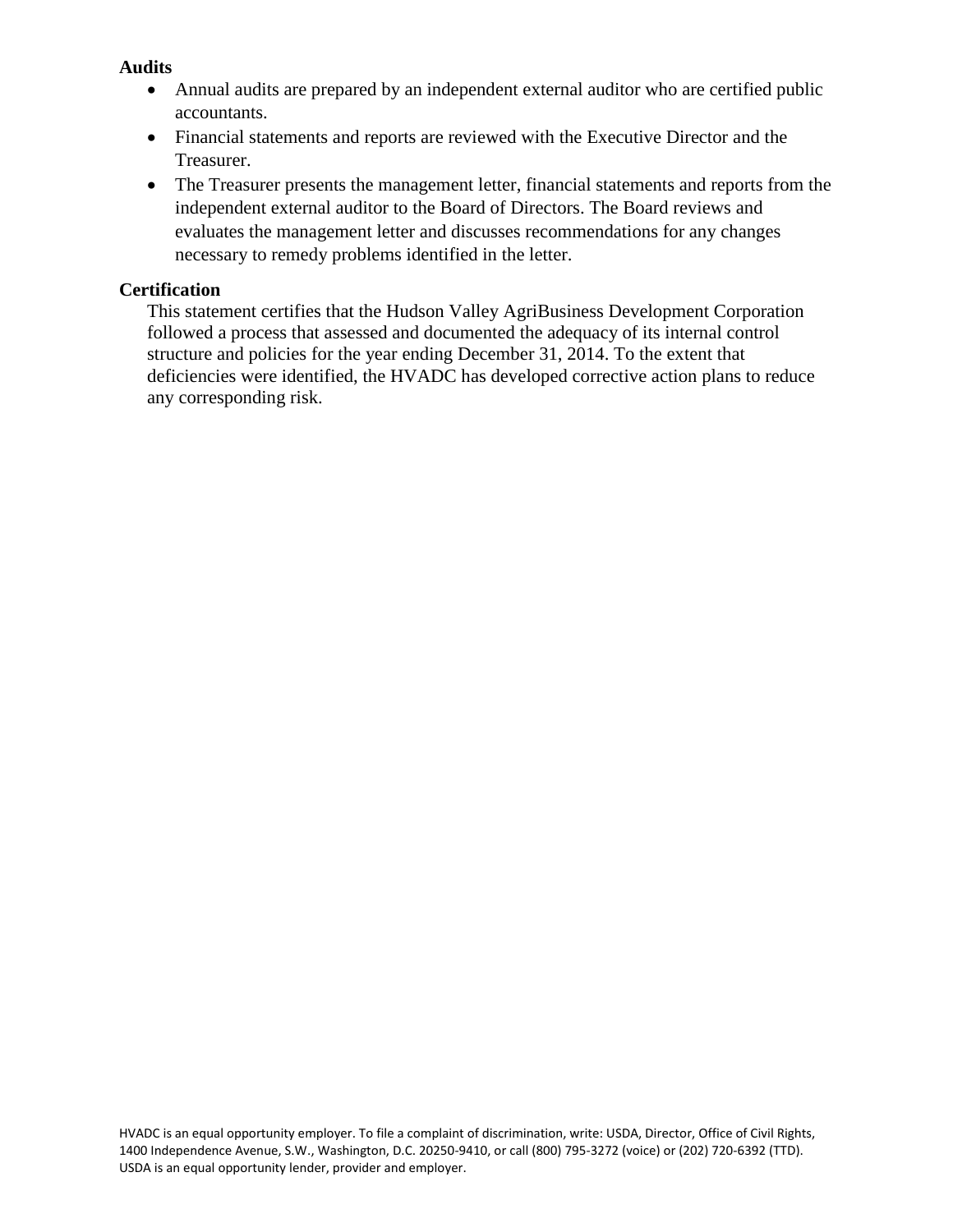**Audits**

- Annual audits are prepared by an independent external auditor who are certified public accountants.
- Financial statements and reports are reviewed with the Executive Director and the Treasurer.
- The Treasurer presents the management letter, financial statements and reports from the independent external auditor to the Board of Directors. The Board reviews and evaluates the management letter and discusses recommendations for any changes necessary to remedy problems identified in the letter.

**Certification**

This statement certifies that the Hudson Valley AgriBusiness Development Corporation followed a process that assessed and documented the adequacy of its internal control structure and policies for the year ending December 31, 2014. To the extent that deficiencies were identified, the HVADC has developed corrective action plans to reduce any corresponding risk.